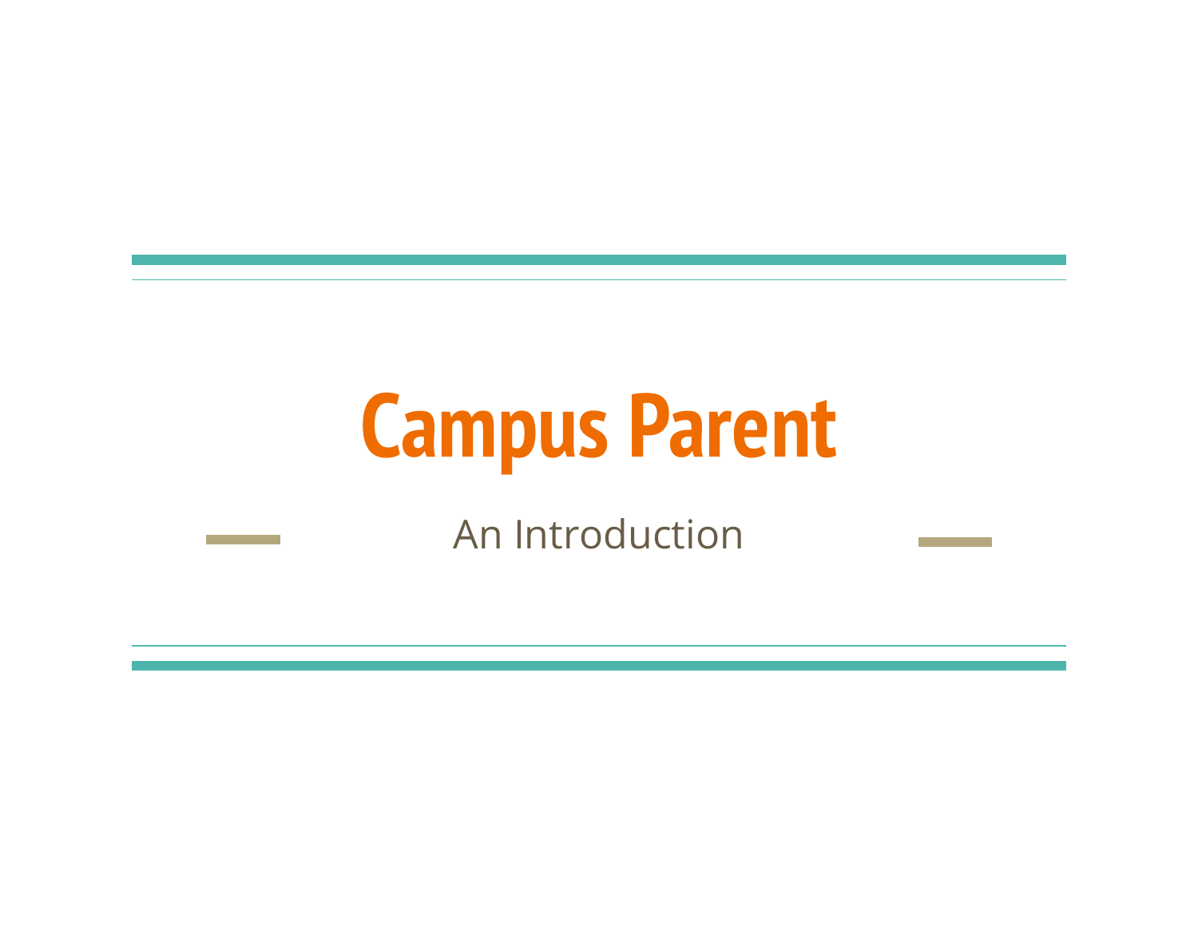# Campus Parent

An Introduction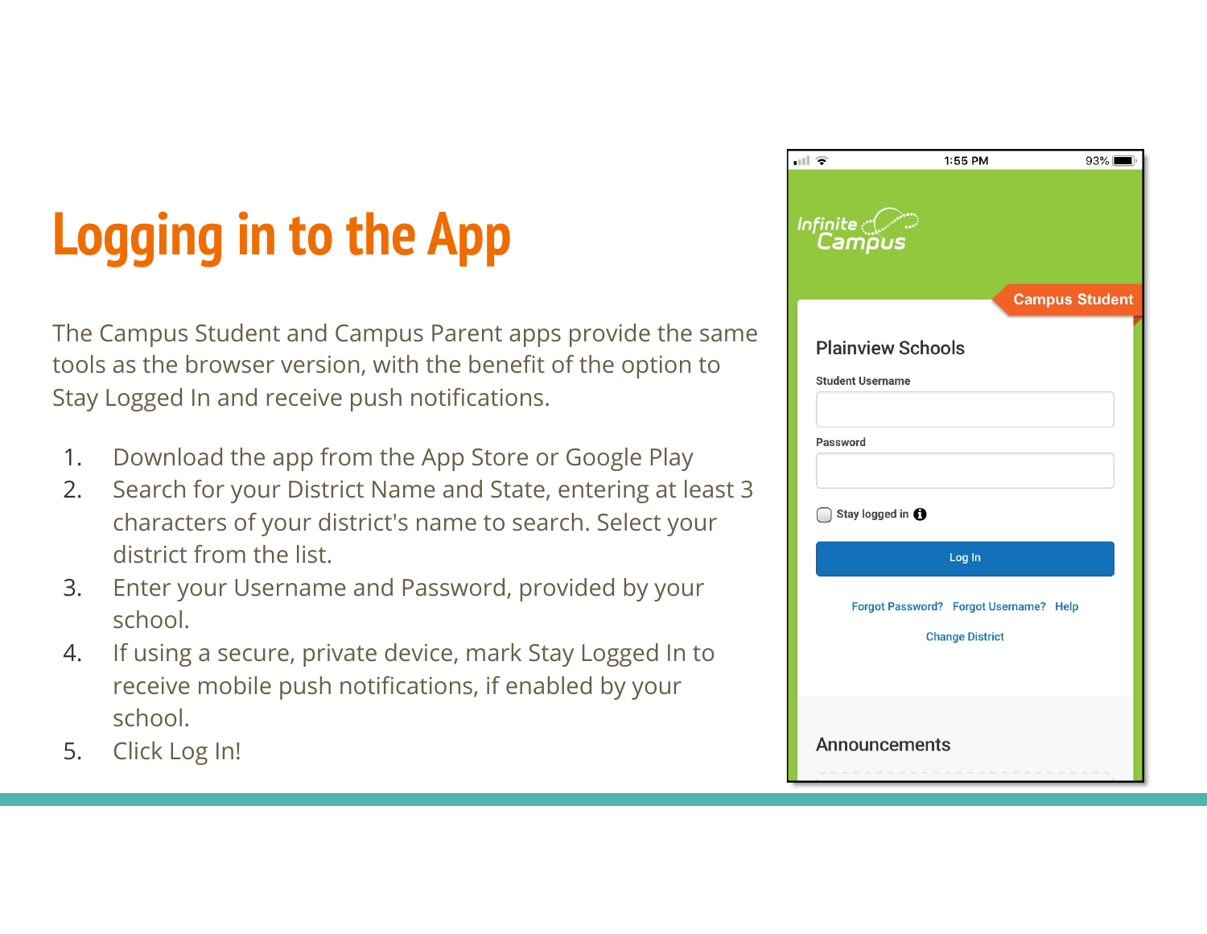# Logging in to the App

The Campus Student and Campus Parent apps provide the same tools as the browser version, with the benefit of the option to Stay Logged In and receive push notifications.

1. Download the app from the App Store or Google Play
2. Search for your District Name and State, entering at least 3 characters of your district's name to search. Select your district from the list.
3. Enter your Username and Password, provided by your school.
4. If using a secure, private device, mark Stay Logged In to receive mobile push notifications, if enabled by your school.
5. Click Log In!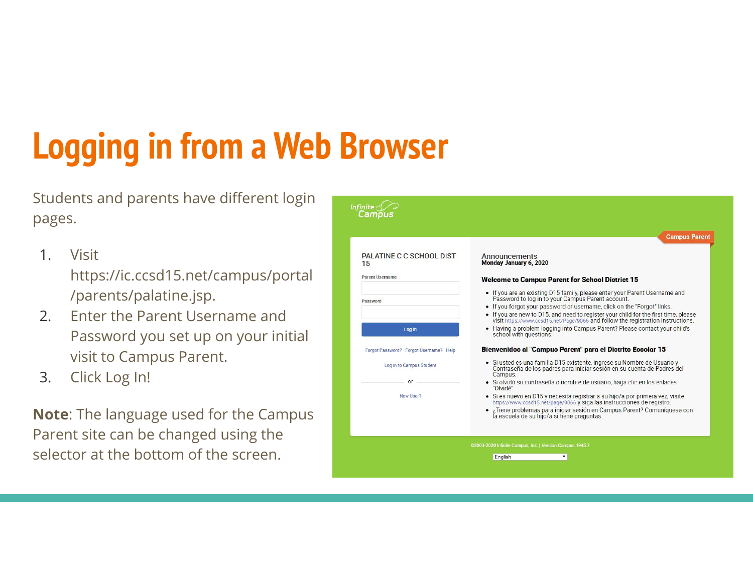# Logging in from a Web Browser

Students and parents have different login pages.

1. Visit https://ic.ccsd15.net/campus/portal/parents/palatine.jsp.
2. Enter the Parent Username and Password you set up on your initial visit to Campus Parent.
3. Click Log In!

**Note**: The language used for the Campus Parent site can be changed using the selector at the bottom of the screen.

Infinite Campus

Campus Parent

PALATINE C C SCHOOL DIST 15

Parent Username

Password

Log In

Forgot Password? Forgot Username? Help

Log In to Campus Student

or

New User?

Announcements
Monday January 6, 2020

**Welcome to Campus Parent for School District 15**

- If you are an existing D15 family, please enter your Parent Username and Password to log in to your Campus Parent account.
- If you forgot your password or username, click on the "Forgot" links.
- If you are new to D15, and need to register your child for the first time, please visit https://www.ccsd15.net/Page/9066 and follow the registration instructions.
- Having a problem logging into Campus Parent? Please contact your child's school with questions.

**Bienvenidos al "Campus Parent" para el Distrito Escolar 15**

- Si usted es una familia D15 existente, ingrese su Nombre de Usuario y Contraseña de los padres para iniciar sesión en su cuenta de Padres del Campus.
- Si olvidó su contraseña o nombre de usuario, haga clic en los enlaces "Olvidé".
- Si es nuevo en D15 y necesita registrar a su hijo/a por primera vez, visite https://www.ccsd15.net/page/9066 y siga las instrucciones de registro.
- ¿Tiene problemas para iniciar sesión en Campus Parent? Comuníquese con la escuela de su hijo/a si tiene preguntas.

©2003-2020 Infinite Campus, Inc. | Version:Campus.1945.7

English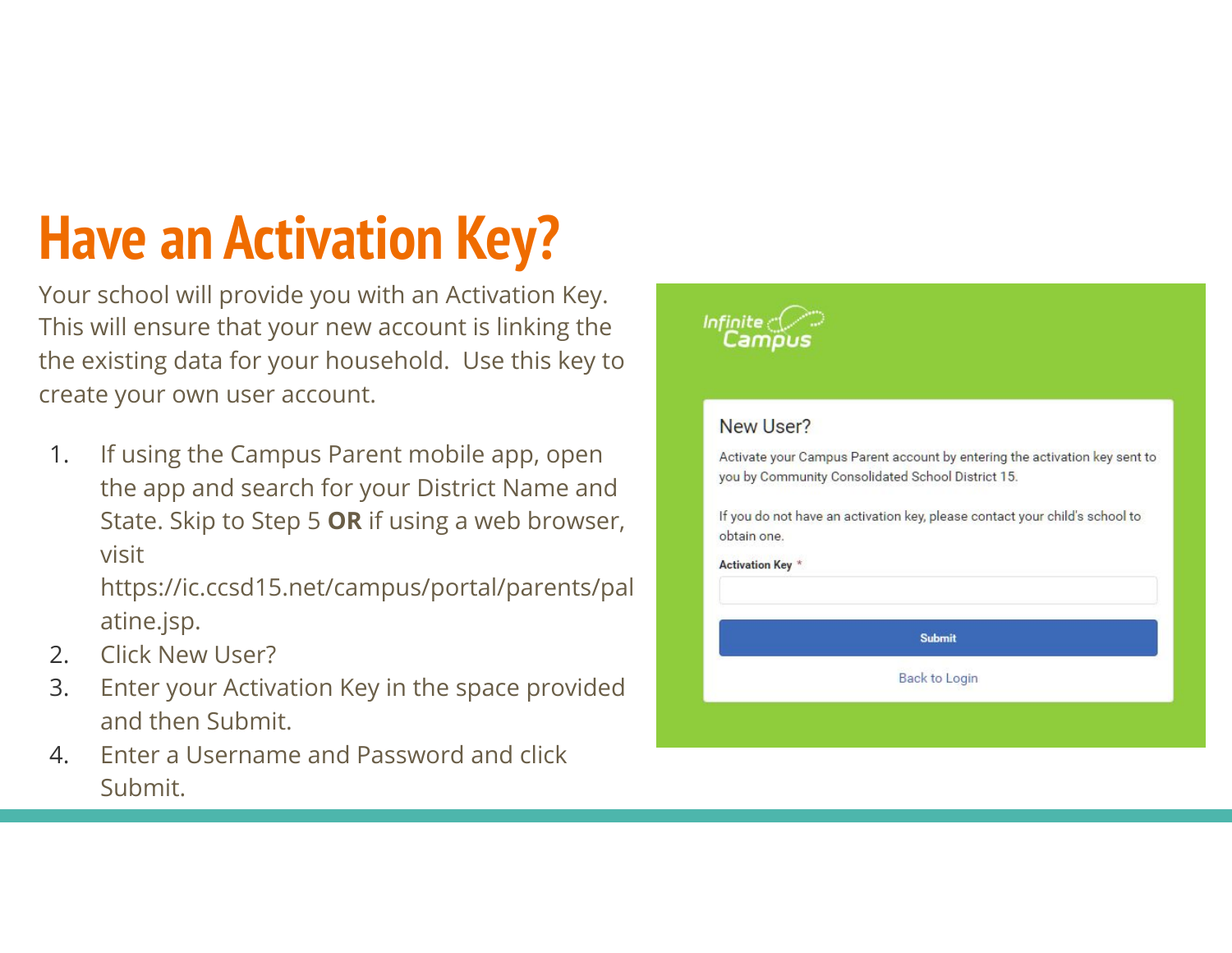# Have an Activation Key?

Your school will provide you with an Activation Key. This will ensure that your new account is linking the the existing data for your household.  Use this key to create your own user account.

1. If using the Campus Parent mobile app, open the app and search for your District Name and State. Skip to Step 5 **OR** if using a web browser, visit https://ic.ccsd15.net/campus/portal/parents/palatine.jsp.
2. Click New User?
3. Enter your Activation Key in the space provided and then Submit.
4. Enter a Username and Password and click Submit.

Infinite Campus

New User?

Activate your Campus Parent account by entering the activation key sent to you by Community Consolidated School District 15.

If you do not have an activation key, please contact your child's school to obtain one.

Activation Key *

Submit

Back to Login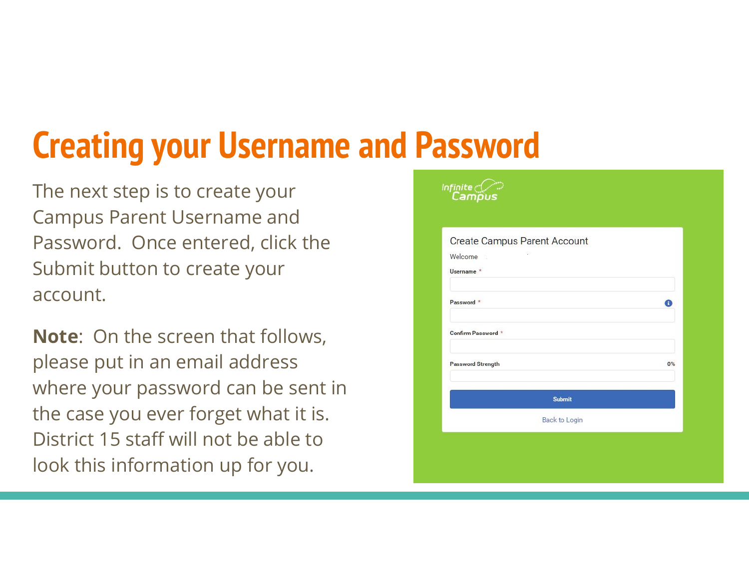# Creating your Username and Password

The next step is to create your Campus Parent Username and Password. Once entered, click the Submit button to create your account.

**Note**: On the screen that follows, please put in an email address where your password can be sent in the case you ever forget what it is. District 15 staff will not be able to look this information up for you.

Infinite Campus

Create Campus Parent Account

Welcome

Username *

Password *

Confirm Password *

Password Strength 0%

Submit

Back to Login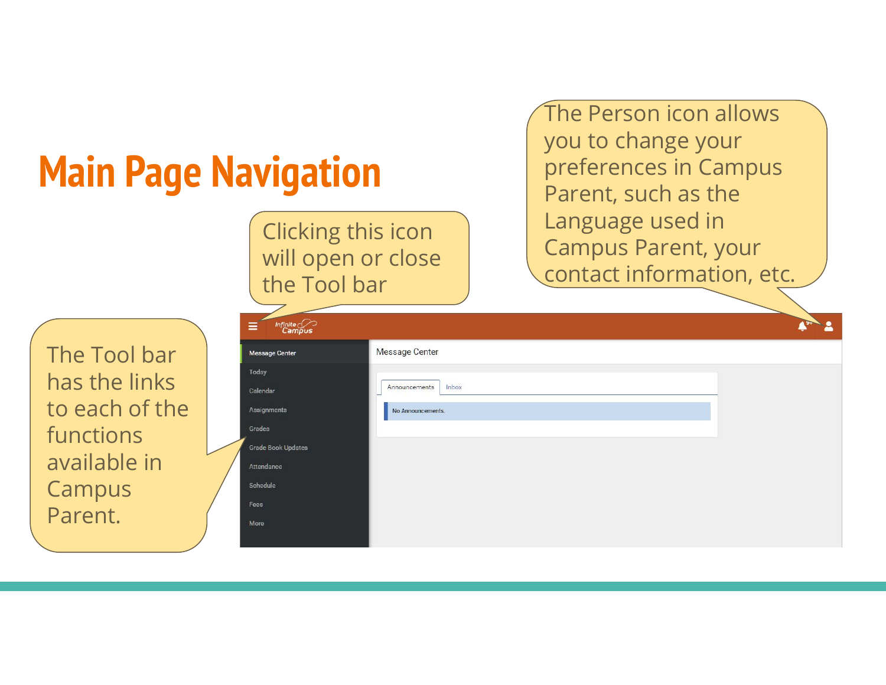# Main Page Navigation

Clicking this icon will open or close the Tool bar

The Person icon allows you to change your preferences in Campus Parent, such as the Language used in Campus Parent, your contact information, etc.

The Tool bar has the links to each of the functions available in Campus Parent.

Infinite Campus

Message Center

Today

Calendar

Assignments

Grades

Grade Book Updates

Attendance

Schedule

Fees

More

Message Center

Announcements | Inbox

No Announcements.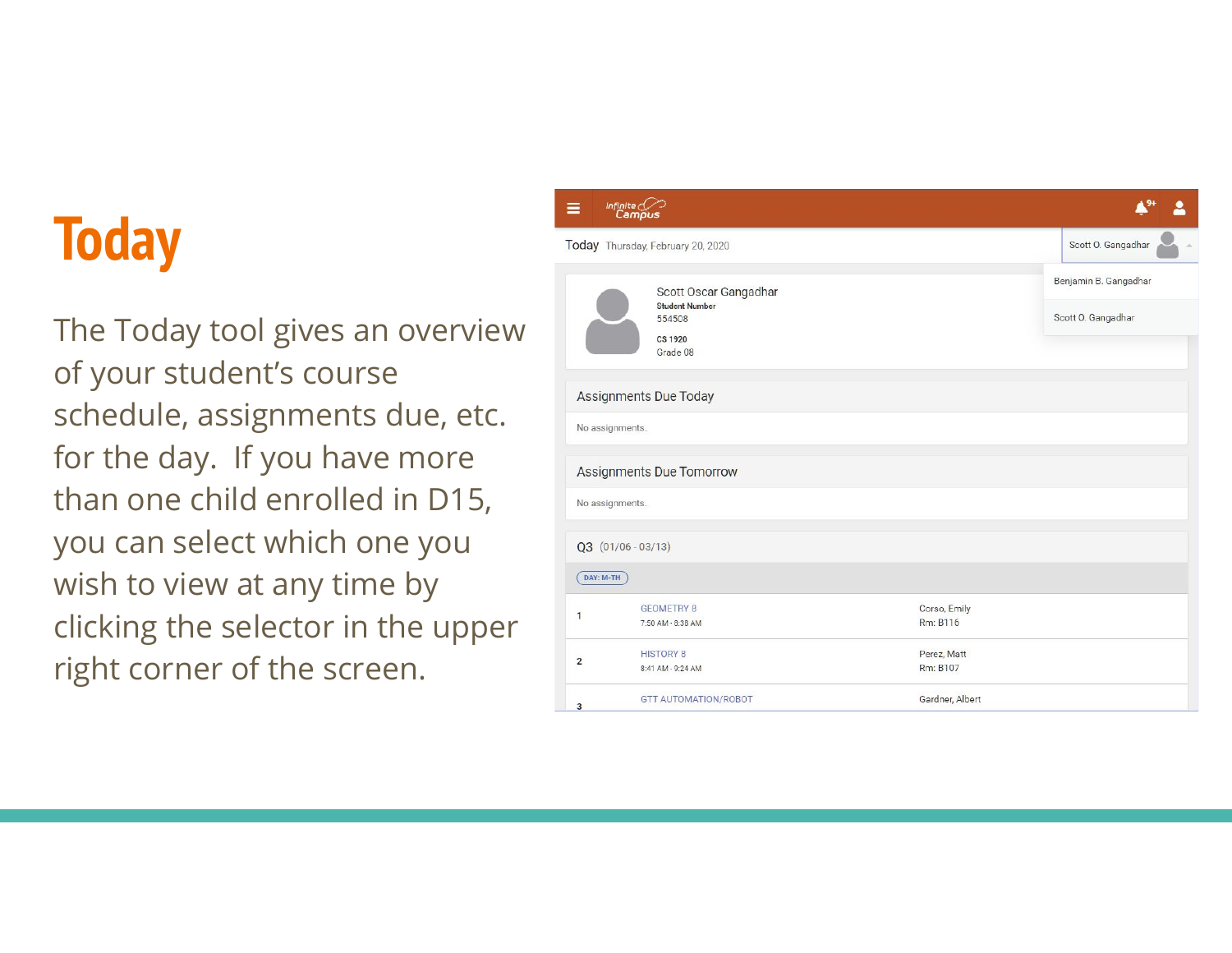# Today

The Today tool gives an overview of your student's course schedule, assignments due, etc. for the day. If you have more than one child enrolled in D15, you can select which one you wish to view at any time by clicking the selector in the upper right corner of the screen.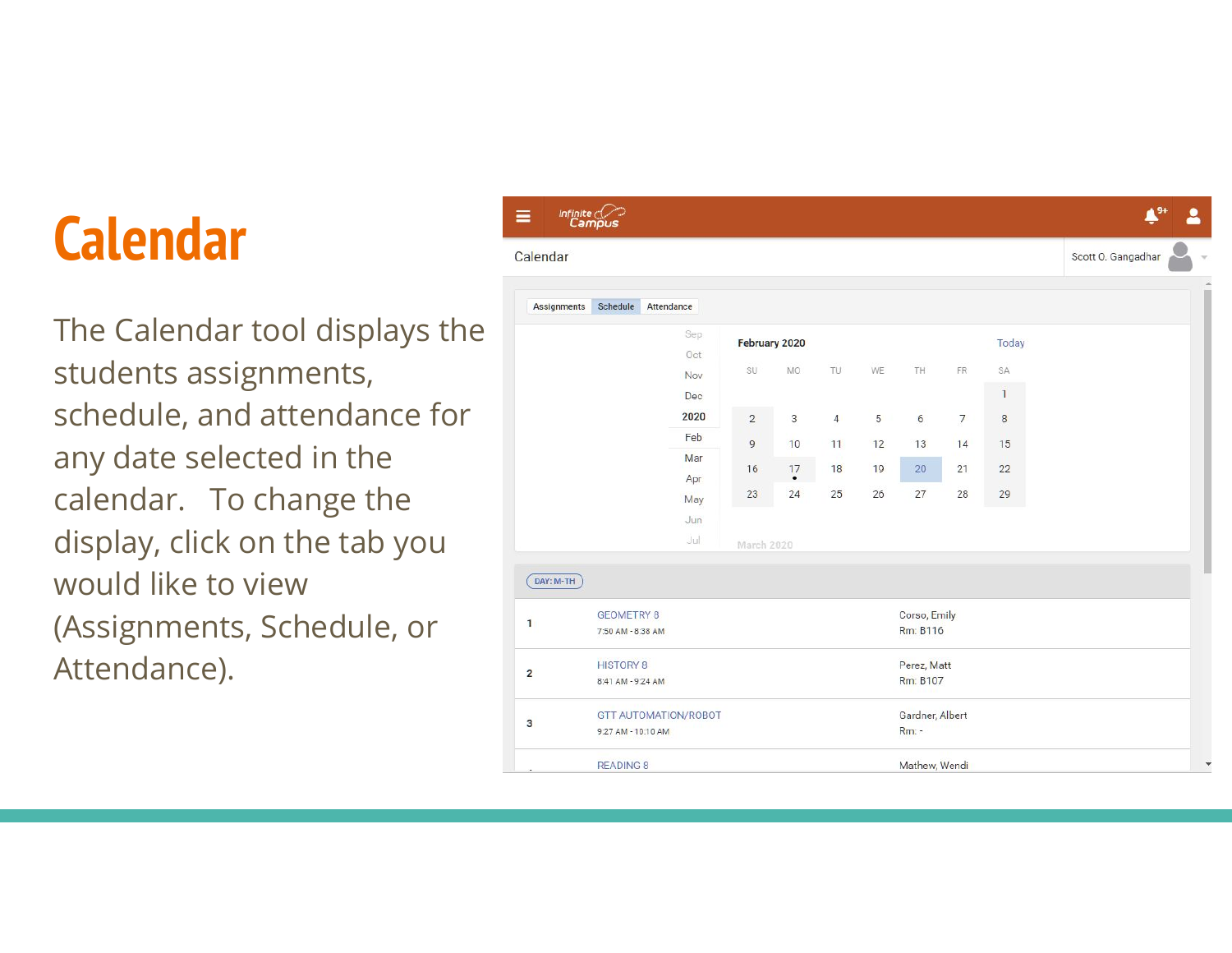# Calendar

The Calendar tool displays the students assignments, schedule, and attendance for any date selected in the calendar.   To change the display, click on the tab you would like to view (Assignments, Schedule, or Attendance).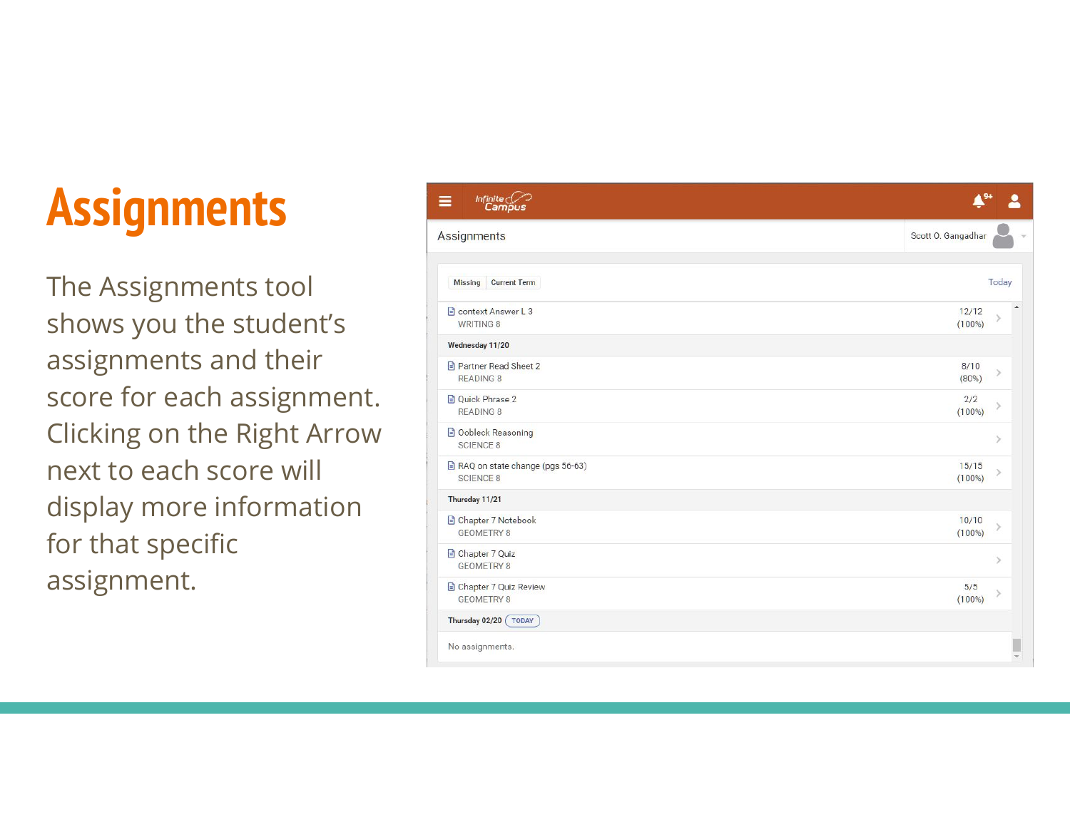# Assignments

The Assignments tool shows you the student's assignments and their score for each assignment. Clicking on the Right Arrow next to each score will display more information for that specific assignment.

Infinite Campus

Assignments — Scott O. Gangadhar

Missing | Current Term — Today

| Assignment | Score |
|---|---|
| context Answer L 3 (WRITING 8) | 12/12 (100%) |
| **Wednesday 11/20** | |
| Partner Read Sheet 2 (READING 8) | 8/10 (80%) |
| Quick Phrase 2 (READING 8) | 2/2 (100%) |
| Oobleck Reasoning (SCIENCE 8) | |
| RAQ on state change (pgs 56-63) (SCIENCE 8) | 15/15 (100%) |
| **Thursday 11/21** | |
| Chapter 7 Notebook (GEOMETRY 8) | 10/10 (100%) |
| Chapter 7 Quiz (GEOMETRY 8) | |
| Chapter 7 Quiz Review (GEOMETRY 8) | 5/5 (100%) |
| **Thursday 02/20 TODAY** | |
| No assignments. | |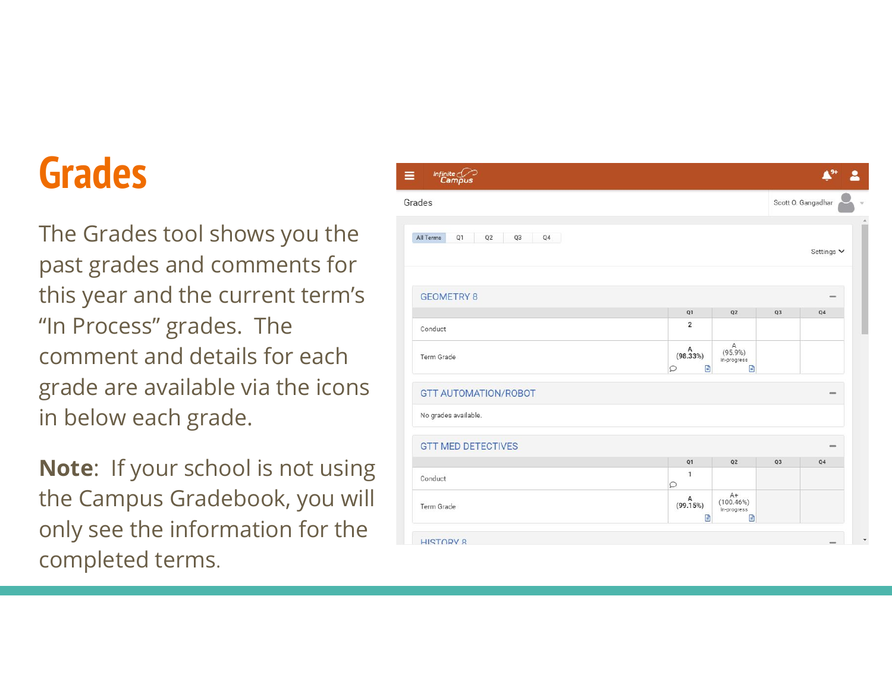# Grades

The Grades tool shows you the past grades and comments for this year and the current term's "In Process" grades. The comment and details for each grade are available via the icons in below each grade.

**Note**: If your school is not using the Campus Gradebook, you will only see the information for the completed terms.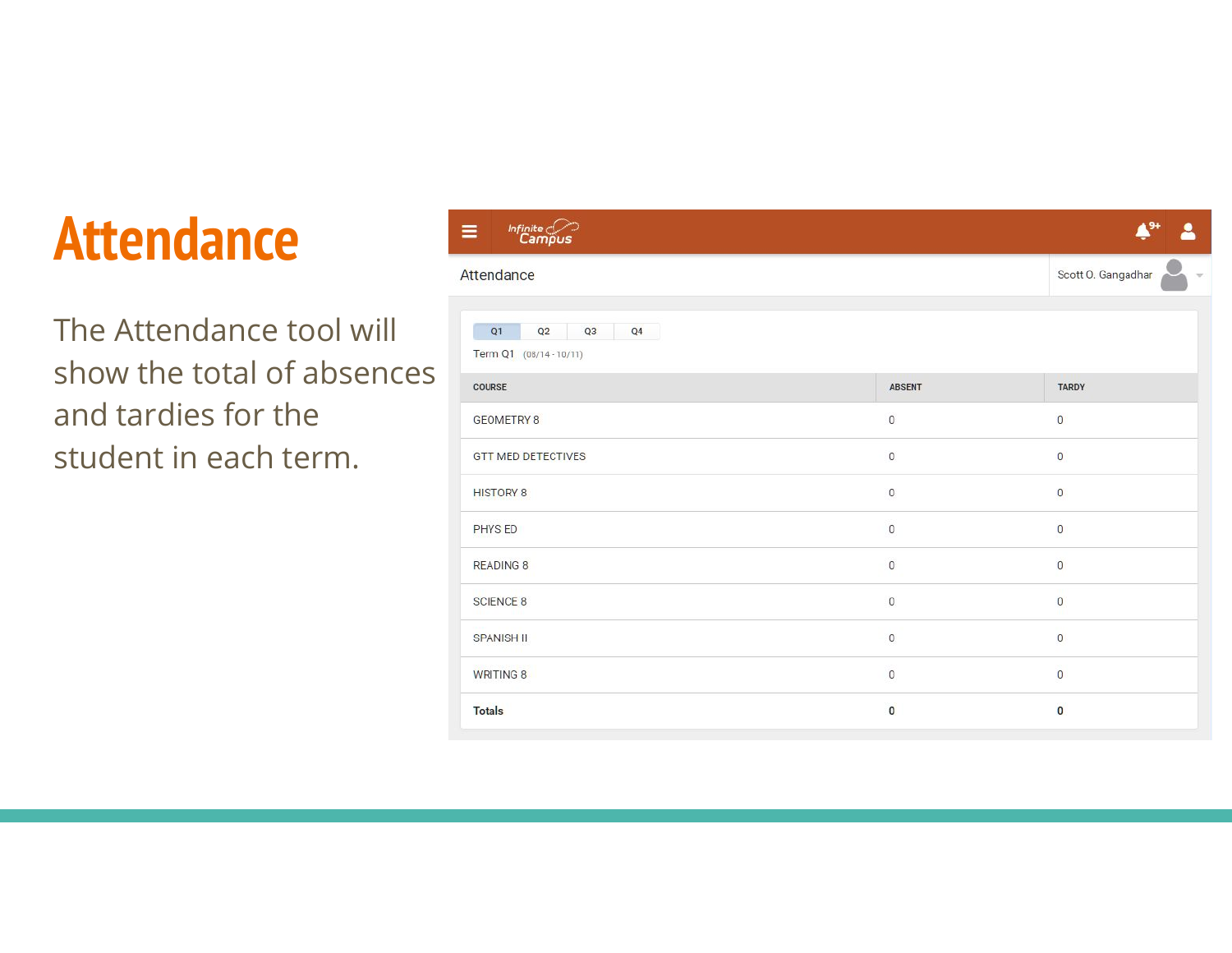# Attendance

The Attendance tool will show the total of absences and tardies for the student in each term.

Infinite Campus

Attendance

Scott O. Gangadhar

Q1 Q2 Q3 Q4

Term Q1 (08/14 - 10/11)

| COURSE | ABSENT | TARDY |
|---|---|---|
| GEOMETRY 8 | 0 | 0 |
| GTT MED DETECTIVES | 0 | 0 |
| HISTORY 8 | 0 | 0 |
| PHYS ED | 0 | 0 |
| READING 8 | 0 | 0 |
| SCIENCE 8 | 0 | 0 |
| SPANISH II | 0 | 0 |
| WRITING 8 | 0 | 0 |
| **Totals** | **0** | **0** |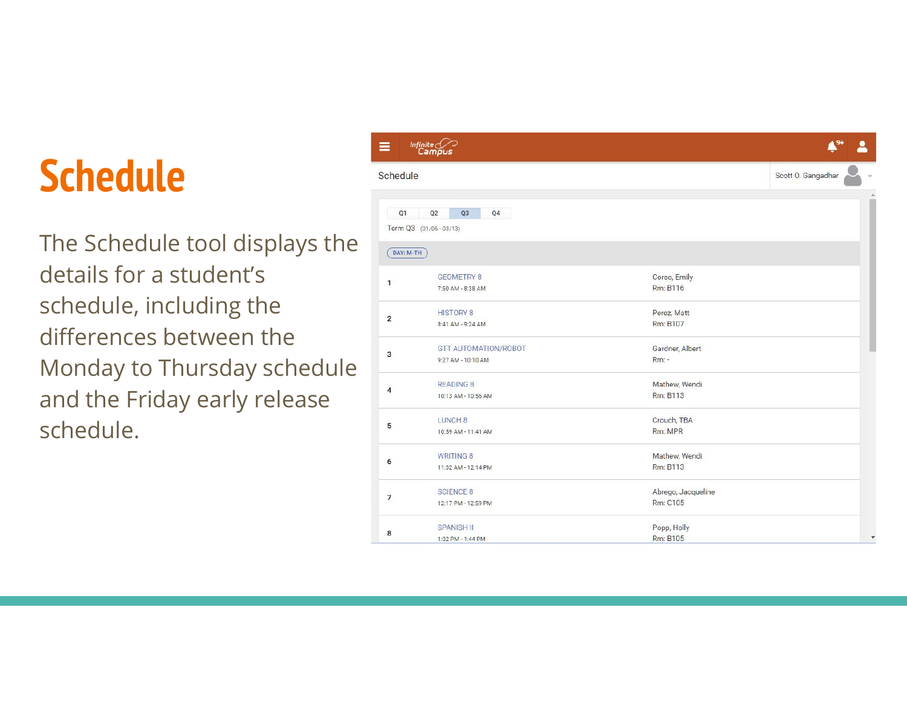# Schedule

The Schedule tool displays the details for a student's schedule, including the differences between the Monday to Thursday schedule and the Friday early release schedule.

Infinite Campus

Schedule

Scott O. Gangadhar

Q1 | Q2 | Q3 | Q4

Term Q3 (01/05 - 03/13)

DAY: M-TH

| Period | Course | Teacher / Room |
| --- | --- | --- |
| 1 | GEOMETRY 8<br>7:50 AM - 8:38 AM | Corso, Emily<br>Rm: B116 |
| 2 | HISTORY 8<br>8:41 AM - 9:24 AM | Perez, Matt<br>Rm: B107 |
| 3 | GTT AUTOMATION/ROBOT<br>9:27 AM - 10:10 AM | Gardner, Albert<br>Rm: - |
| 4 | READING 8<br>10:13 AM - 10:56 AM | Mathew, Wendi<br>Rm: B113 |
| 5 | LUNCH 8<br>10:59 AM - 11:41 AM | Crouch, TBA<br>Rm: MPR |
| 6 | WRITING 8<br>11:32 AM - 12:14 PM | Mathew, Wendi<br>Rm: B113 |
| 7 | SCIENCE 8<br>12:17 PM - 12:59 PM | Abrego, Jacqueline<br>Rm: C105 |
| 8 | SPANISH II<br>1:02 PM - 1:44 PM | Popp, Holly<br>Rm: B105 |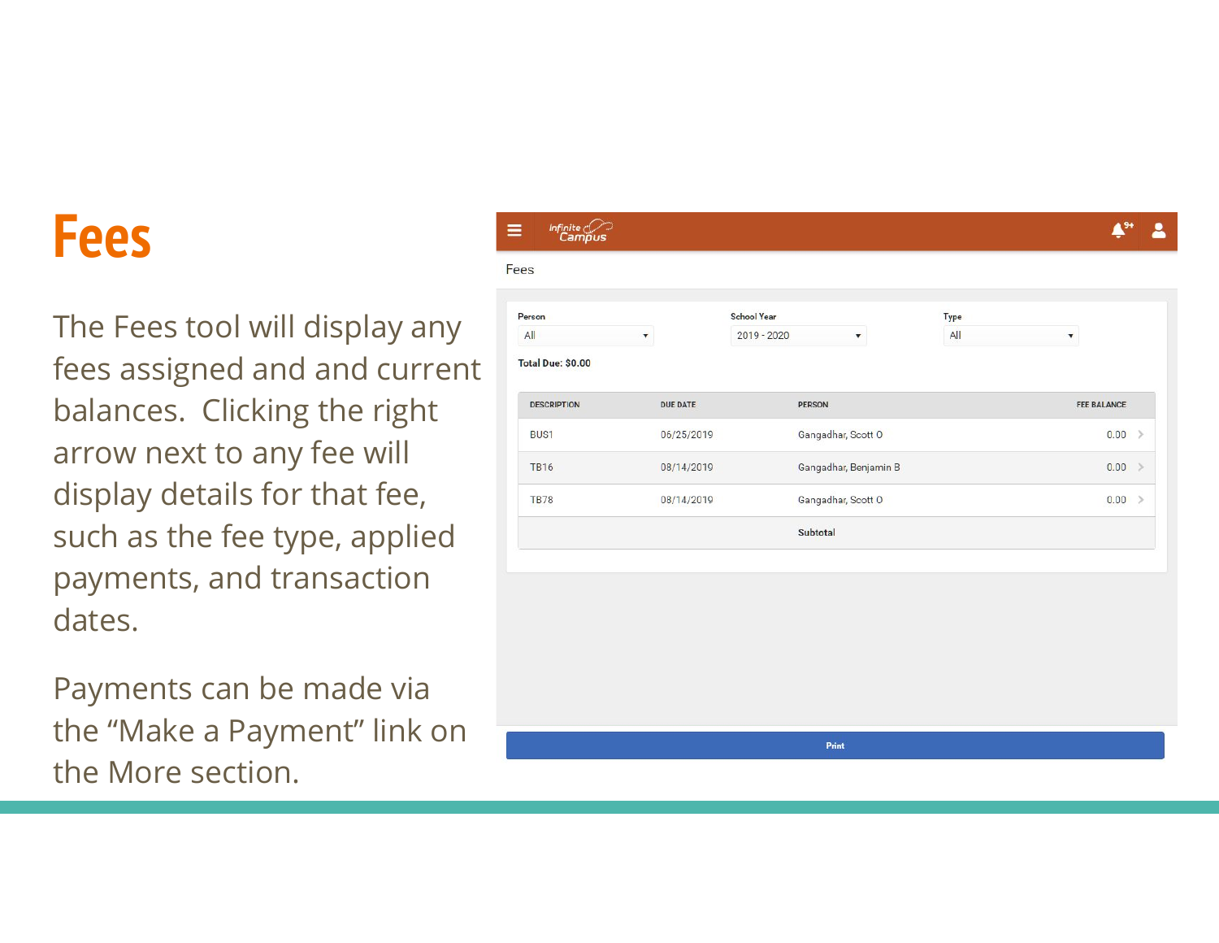# Fees

The Fees tool will display any fees assigned and and current balances. Clicking the right arrow next to any fee will display details for that fee, such as the fee type, applied payments, and transaction dates.

Payments can be made via the “Make a Payment” link on the More section.

Fees

Person: All

School Year: 2019 - 2020

Type: All

**Total Due: $0.00**

| DESCRIPTION | DUE DATE | PERSON | FEE BALANCE |
|---|---|---|---|
| BUS1 | 06/25/2019 | Gangadhar, Scott O | 0.00 |
| TB16 | 08/14/2019 | Gangadhar, Benjamin B | 0.00 |
| TB78 | 08/14/2019 | Gangadhar, Scott O | 0.00 |
| | | **Subtotal** | |

Print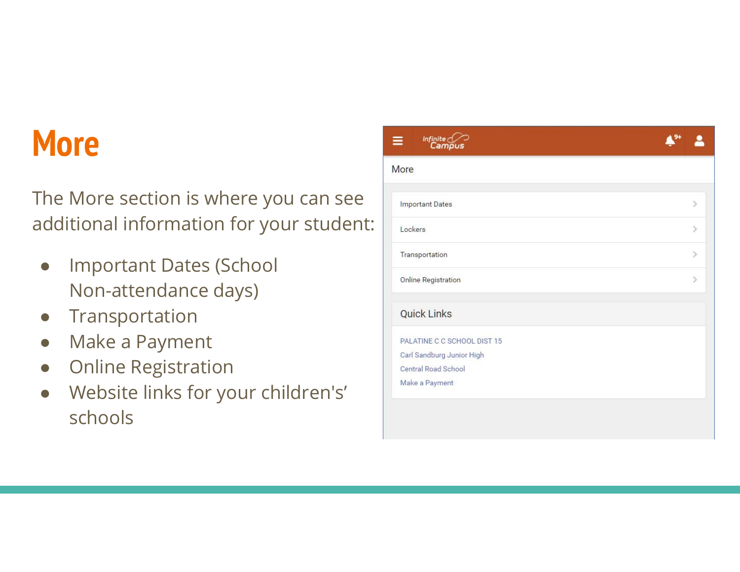# More

The More section is where you can see additional information for your student:

- Important Dates (School Non-attendance days)
- Transportation
- Make a Payment
- Online Registration
- Website links for your children's' schools

More

- Important Dates
- Lockers
- Transportation
- Online Registration

Quick Links

PALATINE C C SCHOOL DIST 15
Carl Sandburg Junior High
Central Road School
Make a Payment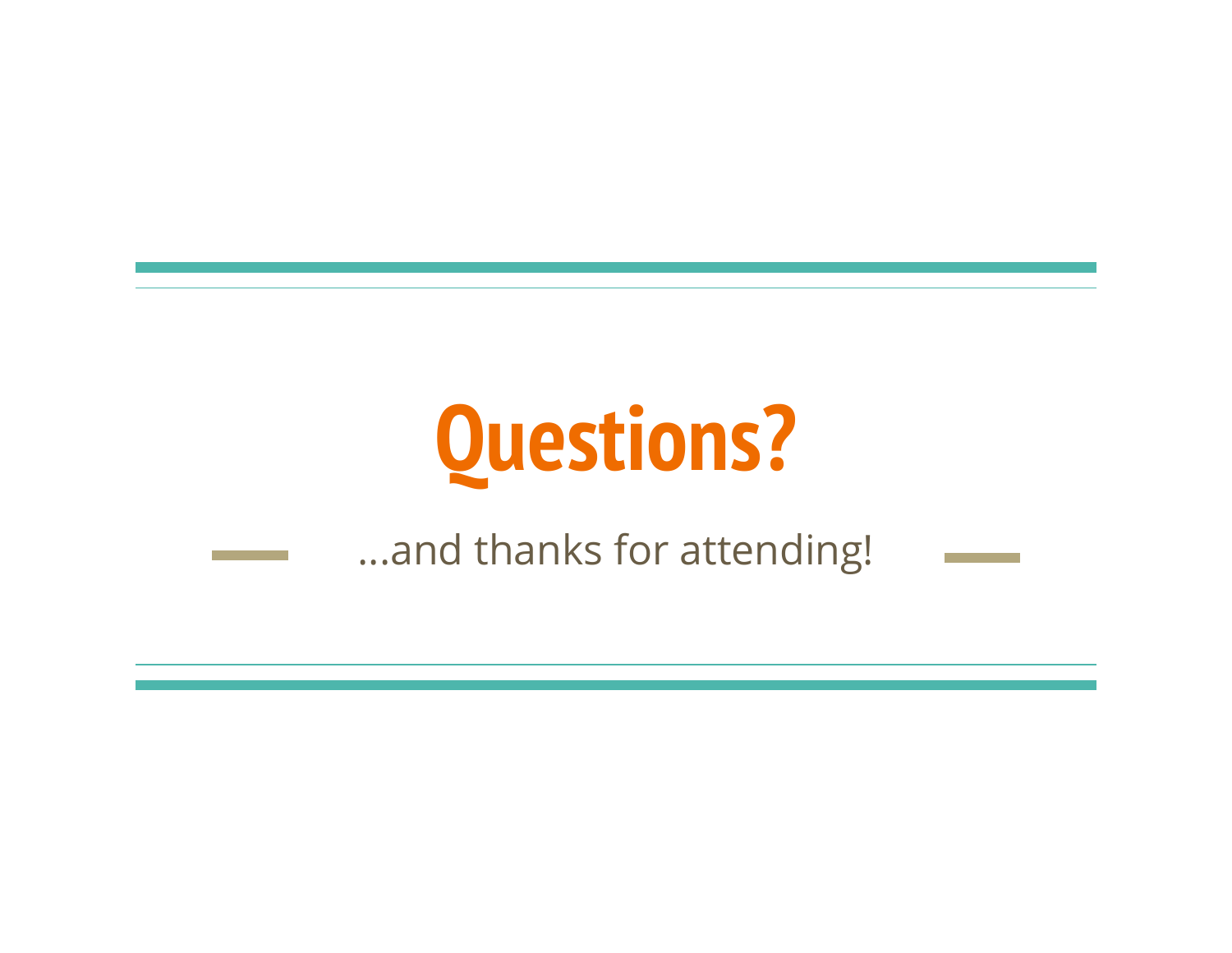# Questions?

...and thanks for attending!